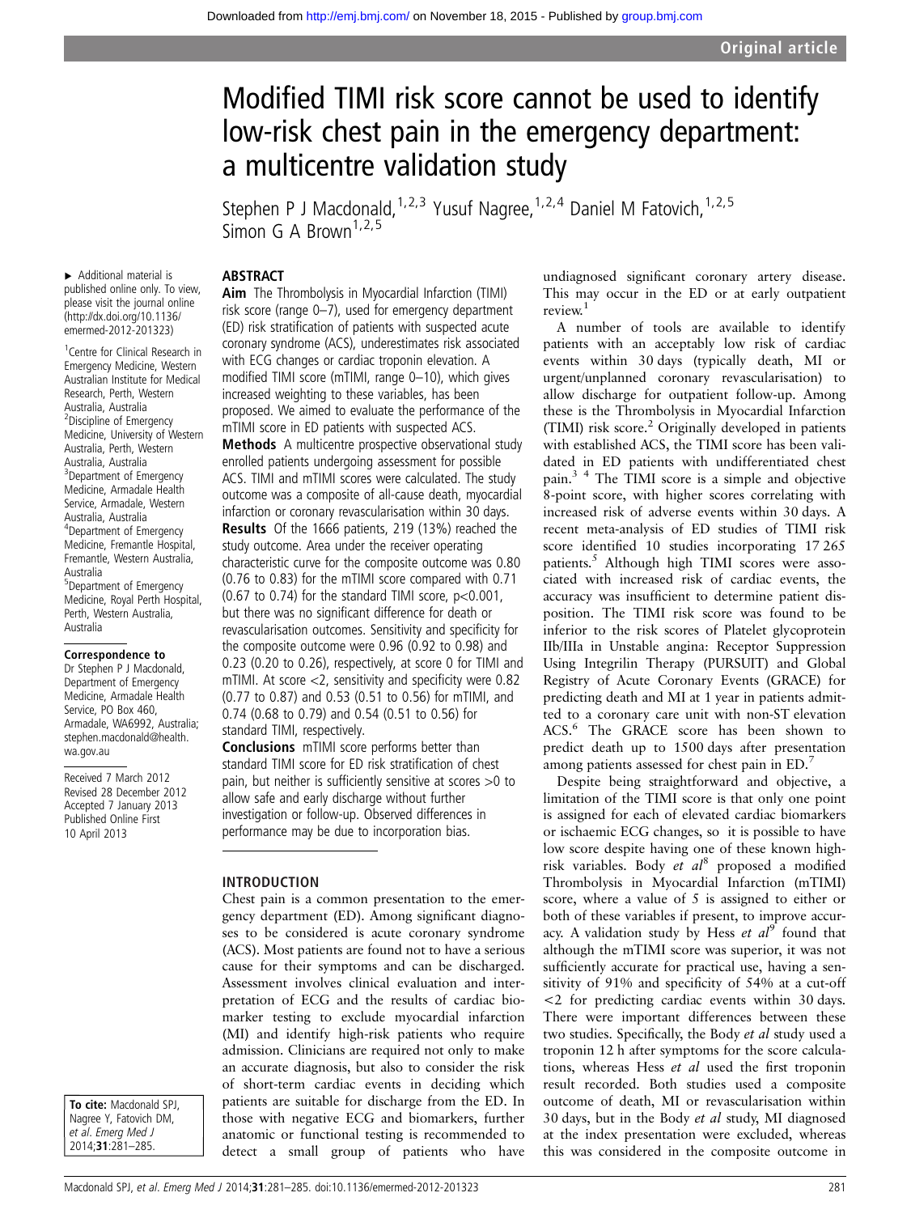Original article

# Modified TIMI risk score cannot be used to identify low-risk chest pain in the emergency department: a multicentre validation study

Stephen P J Macdonald,[1,2,3] Yusuf Nagree,[1,2,4] Daniel M Fatovich,[1,2,5] Simon G A Brown[1,2,5]

► Additional material is published online only. To view, please visit the journal online (http://dx.doi.org/10.1136/emermed-2012-201323)

[1]Centre for Clinical Research in Emergency Medicine, Western Australian Institute for Medical Research, Perth, Western Australia, Australia
[2]Discipline of Emergency Medicine, University of Western Australia, Perth, Western Australia, Australia
[3]Department of Emergency Medicine, Armadale Health Service, Armadale, Western Australia, Australia
[4]Department of Emergency Medicine, Fremantle Hospital, Fremantle, Western Australia, Australia
[5]Department of Emergency Medicine, Royal Perth Hospital, Perth, Western Australia, Australia

**Correspondence to**
Dr Stephen P J Macdonald, Department of Emergency Medicine, Armadale Health Service, PO Box 460, Armadale, WA6992, Australia; stephen.macdonald@health.wa.gov.au

Received 7 March 2012
Revised 28 December 2012
Accepted 7 January 2013
Published Online First 10 April 2013

**To cite:** Macdonald SPJ, Nagree Y, Fatovich DM, *et al*. *Emerg Med J* 2014;**31**:281–285.

## ABSTRACT

**Aim** The Thrombolysis in Myocardial Infarction (TIMI) risk score (range 0–7), used for emergency department (ED) risk stratification of patients with suspected acute coronary syndrome (ACS), underestimates risk associated with ECG changes or cardiac troponin elevation. A modified TIMI score (mTIMI, range 0–10), which gives increased weighting to these variables, has been proposed. We aimed to evaluate the performance of the mTIMI score in ED patients with suspected ACS.

**Methods** A multicentre prospective observational study enrolled patients undergoing assessment for possible ACS. TIMI and mTIMI scores were calculated. The study outcome was a composite of all-cause death, myocardial infarction or coronary revascularisation within 30 days.

**Results** Of the 1666 patients, 219 (13%) reached the study outcome. Area under the receiver operating characteristic curve for the composite outcome was 0.80 (0.76 to 0.83) for the mTIMI score compared with 0.71 (0.67 to 0.74) for the standard TIMI score, p<0.001, but there was no significant difference for death or revascularisation outcomes. Sensitivity and specificity for the composite outcome were 0.96 (0.92 to 0.98) and 0.23 (0.20 to 0.26), respectively, at score 0 for TIMI and mTIMI. At score <2, sensitivity and specificity were 0.82 (0.77 to 0.87) and 0.53 (0.51 to 0.56) for mTIMI, and 0.74 (0.68 to 0.79) and 0.54 (0.51 to 0.56) for standard TIMI, respectively.

**Conclusions** mTIMI score performs better than standard TIMI score for ED risk stratification of chest pain, but neither is sufficiently sensitive at scores >0 to allow safe and early discharge without further investigation or follow-up. Observed differences in performance may be due to incorporation bias.

## INTRODUCTION

Chest pain is a common presentation to the emergency department (ED). Among significant diagnoses to be considered is acute coronary syndrome (ACS). Most patients are found not to have a serious cause for their symptoms and can be discharged. Assessment involves clinical evaluation and interpretation of ECG and the results of cardiac biomarker testing to exclude myocardial infarction (MI) and identify high-risk patients who require admission. Clinicians are required not only to make an accurate diagnosis, but also to consider the risk of short-term cardiac events in deciding which patients are suitable for discharge from the ED. In those with negative ECG and biomarkers, further anatomic or functional testing is recommended to detect a small group of patients who have undiagnosed significant coronary artery disease. This may occur in the ED or at early outpatient review.[1]

A number of tools are available to identify patients with an acceptably low risk of cardiac events within 30 days (typically death, MI or urgent/unplanned coronary revascularisation) to allow discharge for outpatient follow-up. Among these is the Thrombolysis in Myocardial Infarction (TIMI) risk score.[2] Originally developed in patients with established ACS, the TIMI score has been validated in ED patients with undifferentiated chest pain.[3 4] The TIMI score is a simple and objective 8-point score, with higher scores correlating with increased risk of adverse events within 30 days. A recent meta-analysis of ED studies of TIMI risk score identified 10 studies incorporating 17 265 patients.[5] Although high TIMI scores were associated with increased risk of cardiac events, the accuracy was insufficient to determine patient disposition. The TIMI risk score was found to be inferior to the risk scores of Platelet glycoprotein IIb/IIIa in Unstable angina: Receptor Suppression Using Integrilin Therapy (PURSUIT) and Global Registry of Acute Coronary Events (GRACE) for predicting death and MI at 1 year in patients admitted to a coronary care unit with non-ST elevation ACS.[6] The GRACE score has been shown to predict death up to 1500 days after presentation among patients assessed for chest pain in ED.[7]

Despite being straightforward and objective, a limitation of the TIMI score is that only one point is assigned for each of elevated cardiac biomarkers or ischaemic ECG changes, so it is possible to have low score despite having one of these known high-risk variables. Body *et al*[8] proposed a modified Thrombolysis in Myocardial Infarction (mTIMI) score, where a value of 5 is assigned to either or both of these variables if present, to improve accuracy. A validation study by Hess *et al*[9] found that although the mTIMI score was superior, it was not sufficiently accurate for practical use, having a sensitivity of 91% and specificity of 54% at a cut-off <2 for predicting cardiac events within 30 days. There were important differences between these two studies. Specifically, the Body *et al* study used a troponin 12 h after symptoms for the score calculations, whereas Hess *et al* used the first troponin result recorded. Both studies used a composite outcome of death, MI or revascularisation within 30 days, but in the Body *et al* study, MI diagnosed at the index presentation were excluded, whereas this was considered in the composite outcome in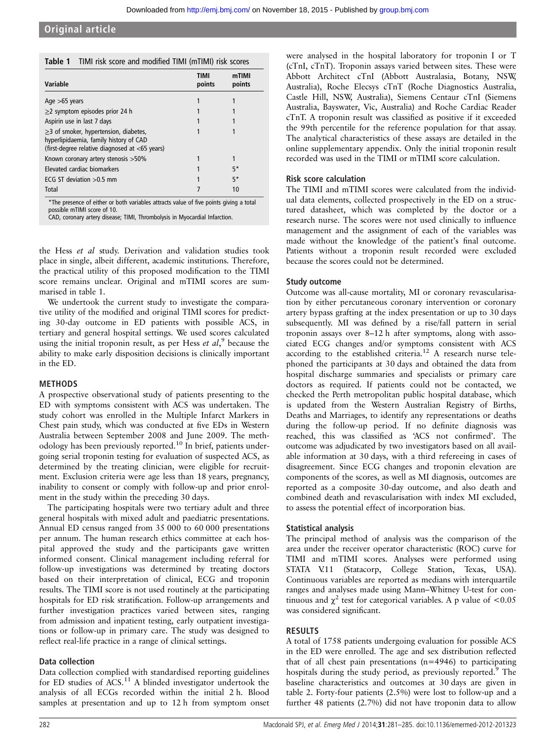**Table 1** TIMI risk score and modified TIMI (mTIMI) risk scores

| Variable | TIMI points | mTIMI points |
|---|---|---|
| Age >65 years | 1 | 1 |
| ≥2 symptom episodes prior 24 h | 1 | 1 |
| Aspirin use in last 7 days | 1 | 1 |
| ≥3 of smoker, hypertension, diabetes, hyperlipidaemia, family history of CAD (first-degree relative diagnosed at <65 years) | 1 | 1 |
| Known coronary artery stenosis >50% | 1 | 1 |
| Elevated cardiac biomarkers | 1 | 5* |
| ECG ST deviation >0.5 mm | 1 | 5* |
| Total | 7 | 10 |

*The presence of either or both variables attracts value of five points giving a total possible mTIMI score of 10.
CAD, coronary artery disease; TIMI, Thrombolysis in Myocardial Infarction.

the Hess *et al* study. Derivation and validation studies took place in single, albeit different, academic institutions. Therefore, the practical utility of this proposed modification to the TIMI score remains unclear. Original and mTIMI scores are summarised in table 1.

We undertook the current study to investigate the comparative utility of the modified and original TIMI scores for predicting 30-day outcome in ED patients with possible ACS, in tertiary and general hospital settings. We used scores calculated using the initial troponin result, as per Hess *et al*,[9] because the ability to make early disposition decisions is clinically important in the ED.

## METHODS

A prospective observational study of patients presenting to the ED with symptoms consistent with ACS was undertaken. The study cohort was enrolled in the Multiple Infarct Markers in Chest pain study, which was conducted at five EDs in Western Australia between September 2008 and June 2009. The methodology has been previously reported.[10] In brief, patients undergoing serial troponin testing for evaluation of suspected ACS, as determined by the treating clinician, were eligible for recruitment. Exclusion criteria were age less than 18 years, pregnancy, inability to consent or comply with follow-up and prior enrolment in the study within the preceding 30 days.

The participating hospitals were two tertiary adult and three general hospitals with mixed adult and paediatric presentations. Annual ED census ranged from 35 000 to 60 000 presentations per annum. The human research ethics committee at each hospital approved the study and the participants gave written informed consent. Clinical management including referral for follow-up investigations was determined by treating doctors based on their interpretation of clinical, ECG and troponin results. The TIMI score is not used routinely at the participating hospitals for ED risk stratification. Follow-up arrangements and further investigation practices varied between sites, ranging from admission and inpatient testing, early outpatient investigations or follow-up in primary care. The study was designed to reflect real-life practice in a range of clinical settings.

### Data collection

Data collection complied with standardised reporting guidelines for ED studies of ACS.[11] A blinded investigator undertook the analysis of all ECGs recorded within the initial 2 h. Blood samples at presentation and up to 12 h from symptom onset were analysed in the hospital laboratory for troponin I or T (cTnI, cTnT). Troponin assays varied between sites. These were Abbott Architect cTnI (Abbott Australasia, Botany, NSW, Australia), Roche Elecsys cTnT (Roche Diagnostics Australia, Castle Hill, NSW, Australia), Siemens Centaur cTnI (Siemens Australia, Bayswater, Vic, Australia) and Roche Cardiac Reader cTnT. A troponin result was classified as positive if it exceeded the 99th percentile for the reference population for that assay. The analytical characteristics of these assays are detailed in the online supplementary appendix. Only the initial troponin result recorded was used in the TIMI or mTIMI score calculation.

### Risk score calculation

The TIMI and mTIMI scores were calculated from the individual data elements, collected prospectively in the ED on a structured datasheet, which was completed by the doctor or a research nurse. The scores were not used clinically to influence management and the assignment of each of the variables was made without the knowledge of the patient's final outcome. Patients without a troponin result recorded were excluded because the scores could not be determined.

### Study outcome

Outcome was all-cause mortality, MI or coronary revascularisation by either percutaneous coronary intervention or coronary artery bypass grafting at the index presentation or up to 30 days subsequently. MI was defined by a rise/fall pattern in serial troponin assays over 8–12 h after symptoms, along with associated ECG changes and/or symptoms consistent with ACS according to the established criteria.[12] A research nurse telephoned the participants at 30 days and obtained the data from hospital discharge summaries and specialists or primary care doctors as required. If patients could not be contacted, we checked the Perth metropolitan public hospital database, which is updated from the Western Australian Registry of Births, Deaths and Marriages, to identify any representations or deaths during the follow-up period. If no definite diagnosis was reached, this was classified as 'ACS not confirmed'. The outcome was adjudicated by two investigators based on all available information at 30 days, with a third refereeing in cases of disagreement. Since ECG changes and troponin elevation are components of the scores, as well as MI diagnosis, outcomes are reported as a composite 30-day outcome, and also death and combined death and revascularisation with index MI excluded, to assess the potential effect of incorporation bias.

### Statistical analysis

The principal method of analysis was the comparison of the area under the receiver operator characteristic (ROC) curve for TIMI and mTIMI scores. Analyses were performed using STATA V.11 (Statacorp, College Station, Texas, USA). Continuous variables are reported as medians with interquartile ranges and analyses made using Mann–Whitney U-test for continuous and $\chi^2$ test for categorical variables. A p value of <0.05 was considered significant.

## RESULTS

A total of 1758 patients undergoing evaluation for possible ACS in the ED were enrolled. The age and sex distribution reflected that of all chest pain presentations (n=4946) to participating hospitals during the study period, as previously reported.[9] The baseline characteristics and outcomes at 30 days are given in table 2. Forty-four patients (2.5%) were lost to follow-up and a further 48 patients (2.7%) did not have troponin data to allow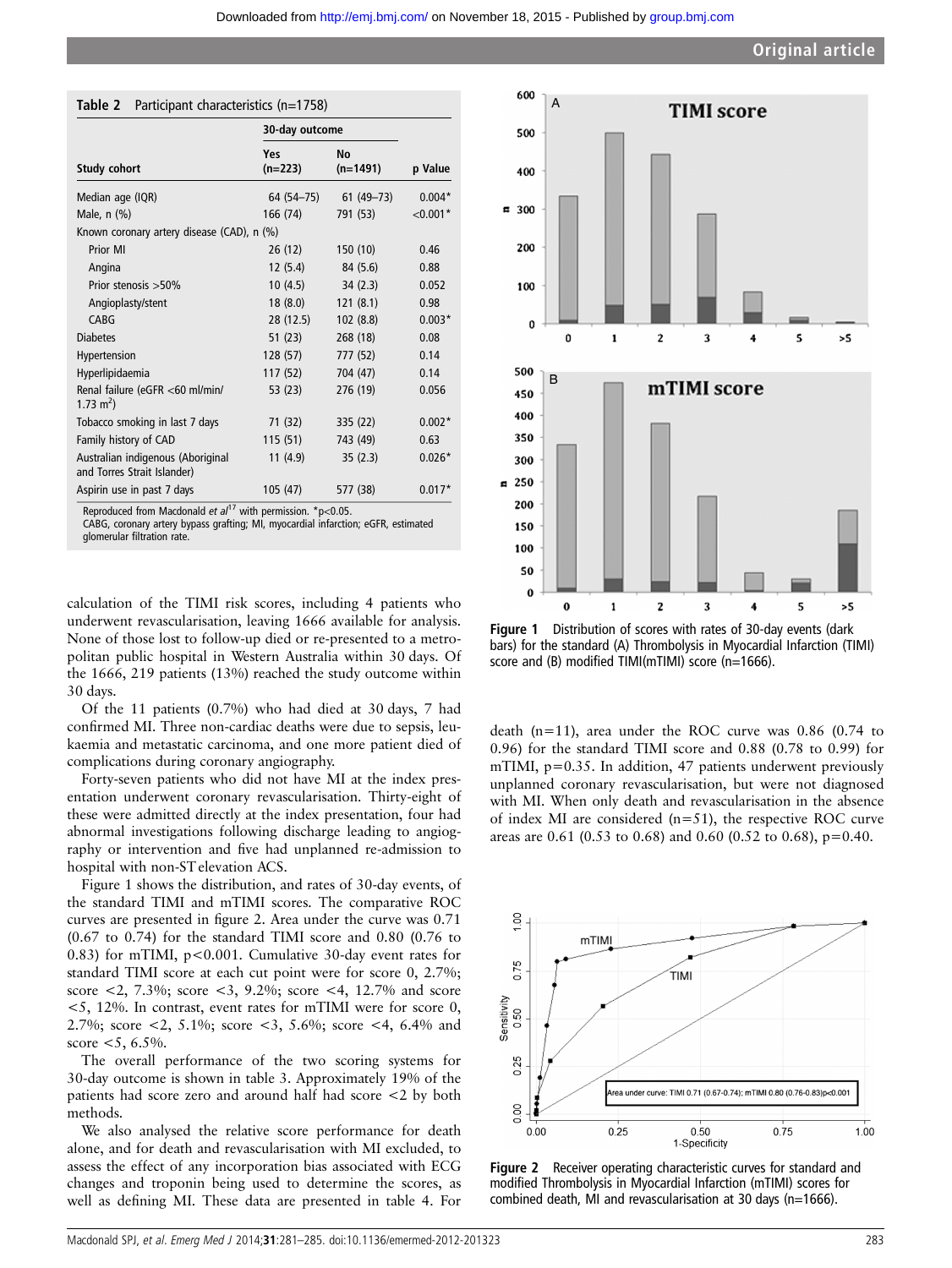Table 2 Participant characteristics (n=1758)

| Study cohort | 30-day outcome Yes (n=223) | No (n=1491) | p Value |
|---|---|---|---|
| Median age (IQR) | 64 (54–75) | 61 (49–73) | 0.004* |
| Male, n (%) | 166 (74) | 791 (53) | <0.001* |
| Known coronary artery disease (CAD), n (%) | | | |
| Prior MI | 26 (12) | 150 (10) | 0.46 |
| Angina | 12 (5.4) | 84 (5.6) | 0.88 |
| Prior stenosis >50% | 10 (4.5) | 34 (2.3) | 0.052 |
| Angioplasty/stent | 18 (8.0) | 121 (8.1) | 0.98 |
| CABG | 28 (12.5) | 102 (8.8) | 0.003* |
| Diabetes | 51 (23) | 268 (18) | 0.08 |
| Hypertension | 128 (57) | 777 (52) | 0.14 |
| Hyperlipidaemia | 117 (52) | 704 (47) | 0.14 |
| Renal failure (eGFR <60 ml/min/1.73 $m^2$) | 53 (23) | 276 (19) | 0.056 |
| Tobacco smoking in last 7 days | 71 (32) | 335 (22) | 0.002* |
| Family history of CAD | 115 (51) | 743 (49) | 0.63 |
| Australian indigenous (Aboriginal and Torres Strait Islander) | 11 (4.9) | 35 (2.3) | 0.026* |
| Aspirin use in past 7 days | 105 (47) | 577 (38) | 0.017* |

Reproduced from Macdonald *et al*[17] with permission. *p<0.05.
CABG, coronary artery bypass grafting; MI, myocardial infarction; eGFR, estimated glomerular filtration rate.

calculation of the TIMI risk scores, including 4 patients who underwent revascularisation, leaving 1666 available for analysis. None of those lost to follow-up died or re-presented to a metropolitan public hospital in Western Australia within 30 days. Of the 1666, 219 patients (13%) reached the study outcome within 30 days.

Of the 11 patients (0.7%) who had died at 30 days, 7 had confirmed MI. Three non-cardiac deaths were due to sepsis, leukaemia and metastatic carcinoma, and one more patient died of complications during coronary angiography.

Forty-seven patients who did not have MI at the index presentation underwent coronary revascularisation. Thirty-eight of these were admitted directly at the index presentation, four had abnormal investigations following discharge leading to angiography or intervention and five had unplanned re-admission to hospital with non-ST elevation ACS.

Figure 1 shows the distribution, and rates of 30-day events, of the standard TIMI and mTIMI scores. The comparative ROC curves are presented in figure 2. Area under the curve was 0.71 (0.67 to 0.74) for the standard TIMI score and 0.80 (0.76 to 0.83) for mTIMI, p<0.001. Cumulative 30-day event rates for standard TIMI score at each cut point were for score 0, 2.7%; score <2, 7.3%; score <3, 9.2%; score <4, 12.7% and score <5, 12%. In contrast, event rates for mTIMI were for score 0, 2.7%; score <2, 5.1%; score <3, 5.6%; score <4, 6.4% and score <5, 6.5%.

The overall performance of the two scoring systems for 30-day outcome is shown in table 3. Approximately 19% of the patients had score zero and around half had score <2 by both methods.

We also analysed the relative score performance for death alone, and for death and revascularisation with MI excluded, to assess the effect of any incorporation bias associated with ECG changes and troponin being used to determine the scores, as well as defining MI. These data are presented in table 4. For death (n=11), area under the ROC curve was 0.86 (0.74 to 0.96) for the standard TIMI score and 0.88 (0.78 to 0.99) for mTIMI, p=0.35. In addition, 47 patients underwent previously unplanned coronary revascularisation, but were not diagnosed with MI. When only death and revascularisation in the absence of index MI are considered (n=51), the respective ROC curve areas are 0.61 (0.53 to 0.68) and 0.60 (0.52 to 0.68), p=0.40.

**Figure 1** Distribution of scores with rates of 30-day events (dark bars) for the standard (A) Thrombolysis in Myocardial Infarction (TIMI) score and (B) modified TIMI(mTIMI) score (n=1666).

**Figure 2** Receiver operating characteristic curves for standard and modified Thrombolysis in Myocardial Infarction (mTIMI) scores for combined death, MI and revascularisation at 30 days (n=1666).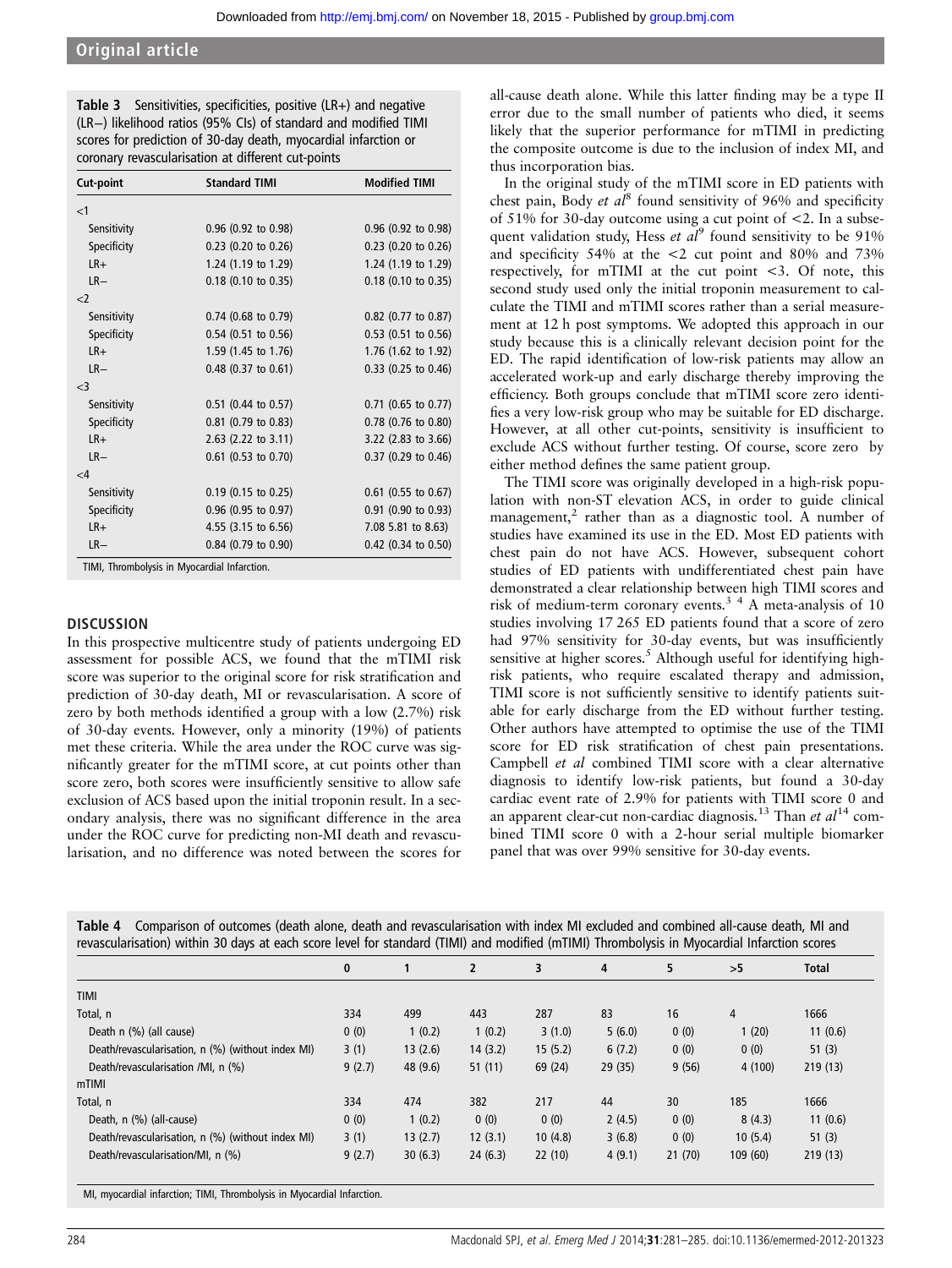**Table 3** Sensitivities, specificities, positive (LR+) and negative (LR−) likelihood ratios (95% CIs) of standard and modified TIMI scores for prediction of 30-day death, myocardial infarction or coronary revascularisation at different cut-points

| Cut-point | Standard TIMI | Modified TIMI |
|---|---|---|
| <1 | | |
| Sensitivity | 0.96 (0.92 to 0.98) | 0.96 (0.92 to 0.98) |
| Specificity | 0.23 (0.20 to 0.26) | 0.23 (0.20 to 0.26) |
| LR+ | 1.24 (1.19 to 1.29) | 1.24 (1.19 to 1.29) |
| LR− | 0.18 (0.10 to 0.35) | 0.18 (0.10 to 0.35) |
| <2 | | |
| Sensitivity | 0.74 (0.68 to 0.79) | 0.82 (0.77 to 0.87) |
| Specificity | 0.54 (0.51 to 0.56) | 0.53 (0.51 to 0.56) |
| LR+ | 1.59 (1.45 to 1.76) | 1.76 (1.62 to 1.92) |
| LR− | 0.48 (0.37 to 0.61) | 0.33 (0.25 to 0.46) |
| <3 | | |
| Sensitivity | 0.51 (0.44 to 0.57) | 0.71 (0.65 to 0.77) |
| Specificity | 0.81 (0.79 to 0.83) | 0.78 (0.76 to 0.80) |
| LR+ | 2.63 (2.22 to 3.11) | 3.22 (2.83 to 3.66) |
| LR− | 0.61 (0.53 to 0.70) | 0.37 (0.29 to 0.46) |
| <4 | | |
| Sensitivity | 0.19 (0.15 to 0.25) | 0.61 (0.55 to 0.67) |
| Specificity | 0.96 (0.95 to 0.97) | 0.91 (0.90 to 0.93) |
| LR+ | 4.55 (3.15 to 6.56) | 7.08 5.81 to 8.63) |
| LR− | 0.84 (0.79 to 0.90) | 0.42 (0.34 to 0.50) |

TIMI, Thrombolysis in Myocardial Infarction.

## DISCUSSION

In this prospective multicentre study of patients undergoing ED assessment for possible ACS, we found that the mTIMI risk score was superior to the original score for risk stratification and prediction of 30-day death, MI or revascularisation. A score of zero by both methods identified a group with a low (2.7%) risk of 30-day events. However, only a minority (19%) of patients met these criteria. While the area under the ROC curve was significantly greater for the mTIMI score, at cut points other than score zero, both scores were insufficiently sensitive to allow safe exclusion of ACS based upon the initial troponin result. In a secondary analysis, there was no significant difference in the area under the ROC curve for predicting non-MI death and revascularisation, and no difference was noted between the scores for all-cause death alone. While this latter finding may be a type II error due to the small number of patients who died, it seems likely that the superior performance for mTIMI in predicting the composite outcome is due to the inclusion of index MI, and thus incorporation bias.

In the original study of the mTIMI score in ED patients with chest pain, Body *et al*[8] found sensitivity of 96% and specificity of 51% for 30-day outcome using a cut point of <2. In a subsequent validation study, Hess *et al*[9] found sensitivity to be 91% and specificity 54% at the <2 cut point and 80% and 73% respectively, for mTIMI at the cut point <3. Of note, this second study used only the initial troponin measurement to calculate the TIMI and mTIMI scores rather than a serial measurement at 12 h post symptoms. We adopted this approach in our study because this is a clinically relevant decision point for the ED. The rapid identification of low-risk patients may allow an accelerated work-up and early discharge thereby improving the efficiency. Both groups conclude that mTIMI score zero identifies a very low-risk group who may be suitable for ED discharge. However, at all other cut-points, sensitivity is insufficient to exclude ACS without further testing. Of course, score zero by either method defines the same patient group.

The TIMI score was originally developed in a high-risk population with non-ST elevation ACS, in order to guide clinical management,[2] rather than as a diagnostic tool. A number of studies have examined its use in the ED. Most ED patients with chest pain do not have ACS. However, subsequent cohort studies of ED patients with undifferentiated chest pain have demonstrated a clear relationship between high TIMI scores and risk of medium-term coronary events.[3 4] A meta-analysis of 10 studies involving 17 265 ED patients found that a score of zero had 97% sensitivity for 30-day events, but was insufficiently sensitive at higher scores.[5] Although useful for identifying high-risk patients, who require escalated therapy and admission, TIMI score is not sufficiently sensitive to identify patients suitable for early discharge from the ED without further testing. Other authors have attempted to optimise the use of the TIMI score for ED risk stratification of chest pain presentations. Campbell *et al* combined TIMI score with a clear alternative diagnosis to identify low-risk patients, but found a 30-day cardiac event rate of 2.9% for patients with TIMI score 0 and an apparent clear-cut non-cardiac diagnosis.[13] Than *et al*[14] combined TIMI score 0 with a 2-hour serial multiple biomarker panel that was over 99% sensitive for 30-day events.

**Table 4** Comparison of outcomes (death alone, death and revascularisation with index MI excluded and combined all-cause death, MI and revascularisation) within 30 days at each score level for standard (TIMI) and modified (mTIMI) Thrombolysis in Myocardial Infarction scores

| | 0 | 1 | 2 | 3 | 4 | 5 | >5 | Total |
|---|---|---|---|---|---|---|---|---|
| TIMI | | | | | | | | |
| Total, n | 334 | 499 | 443 | 287 | 83 | 16 | 4 | 1666 |
| Death n (%) (all cause) | 0 (0) | 1 (0.2) | 1 (0.2) | 3 (1.0) | 5 (6.0) | 0 (0) | 1 (20) | 11 (0.6) |
| Death/revascularisation, n (%) (without index MI) | 3 (1) | 13 (2.6) | 14 (3.2) | 15 (5.2) | 6 (7.2) | 0 (0) | 0 (0) | 51 (3) |
| Death/revascularisation /MI, n (%) | 9 (2.7) | 48 (9.6) | 51 (11) | 69 (24) | 29 (35) | 9 (56) | 4 (100) | 219 (13) |
| mTIMI | | | | | | | | |
| Total, n | 334 | 474 | 382 | 217 | 44 | 30 | 185 | 1666 |
| Death, n (%) (all-cause) | 0 (0) | 1 (0.2) | 0 (0) | 0 (0) | 2 (4.5) | 0 (0) | 8 (4.3) | 11 (0.6) |
| Death/revascularisation, n (%) (without index MI) | 3 (1) | 13 (2.7) | 12 (3.1) | 10 (4.8) | 3 (6.8) | 0 (0) | 10 (5.4) | 51 (3) |
| Death/revascularisation/MI, n (%) | 9 (2.7) | 30 (6.3) | 24 (6.3) | 22 (10) | 4 (9.1) | 21 (70) | 109 (60) | 219 (13) |

MI, myocardial infarction; TIMI, Thrombolysis in Myocardial Infarction.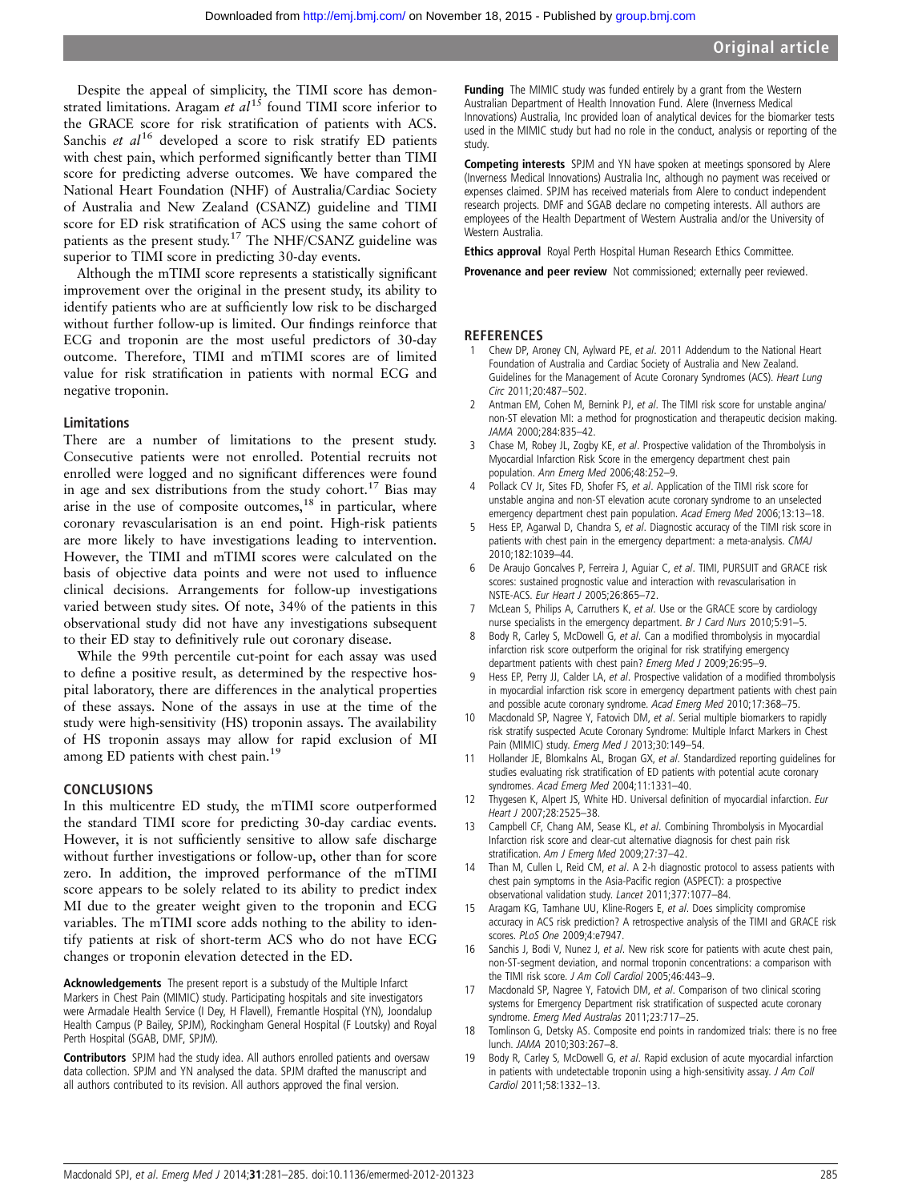Despite the appeal of simplicity, the TIMI score has demonstrated limitations. Aragam *et al*[15] found TIMI score inferior to the GRACE score for risk stratification of patients with ACS. Sanchis *et al*[16] developed a score to risk stratify ED patients with chest pain, which performed significantly better than TIMI score for predicting adverse outcomes. We have compared the National Heart Foundation (NHF) of Australia/Cardiac Society of Australia and New Zealand (CSANZ) guideline and TIMI score for ED risk stratification of ACS using the same cohort of patients as the present study.[17] The NHF/CSANZ guideline was superior to TIMI score in predicting 30-day events.

Although the mTIMI score represents a statistically significant improvement over the original in the present study, its ability to identify patients who are at sufficiently low risk to be discharged without further follow-up is limited. Our findings reinforce that ECG and troponin are the most useful predictors of 30-day outcome. Therefore, TIMI and mTIMI scores are of limited value for risk stratification in patients with normal ECG and negative troponin.

### Limitations

There are a number of limitations to the present study. Consecutive patients were not enrolled. Potential recruits not enrolled were logged and no significant differences were found in age and sex distributions from the study cohort.[17] Bias may arise in the use of composite outcomes,[18] in particular, where coronary revascularisation is an end point. High-risk patients are more likely to have investigations leading to intervention. However, the TIMI and mTIMI scores were calculated on the basis of objective data points and were not used to influence clinical decisions. Arrangements for follow-up investigations varied between study sites. Of note, 34% of the patients in this observational study did not have any investigations subsequent to their ED stay to definitively rule out coronary disease.

While the 99th percentile cut-point for each assay was used to define a positive result, as determined by the respective hospital laboratory, there are differences in the analytical properties of these assays. None of the assays in use at the time of the study were high-sensitivity (HS) troponin assays. The availability of HS troponin assays may allow for rapid exclusion of MI among ED patients with chest pain.[19]

## CONCLUSIONS

In this multicentre ED study, the mTIMI score outperformed the standard TIMI score for predicting 30-day cardiac events. However, it is not sufficiently sensitive to allow safe discharge without further investigations or follow-up, other than for score zero. In addition, the improved performance of the mTIMI score appears to be solely related to its ability to predict index MI due to the greater weight given to the troponin and ECG variables. The mTIMI score adds nothing to the ability to identify patients at risk of short-term ACS who do not have ECG changes or troponin elevation detected in the ED.

**Acknowledgements** The present report is a substudy of the Multiple Infarct Markers in Chest Pain (MIMIC) study. Participating hospitals and site investigators were Armadale Health Service (I Dey, H Flavell), Fremantle Hospital (YN), Joondalup Health Campus (P Bailey, SPJM), Rockingham General Hospital (F Loutsky) and Royal Perth Hospital (SGAB, DMF, SPJM).

**Contributors** SPJM had the study idea. All authors enrolled patients and oversaw data collection. SPJM and YN analysed the data. SPJM drafted the manuscript and all authors contributed to its revision. All authors approved the final version.

**Funding** The MIMIC study was funded entirely by a grant from the Western Australian Department of Health Innovation Fund. Alere (Inverness Medical Innovations) Australia, Inc provided loan of analytical devices for the biomarker tests used in the MIMIC study but had no role in the conduct, analysis or reporting of the study.

**Competing interests** SPJM and YN have spoken at meetings sponsored by Alere (Inverness Medical Innovations) Australia Inc, although no payment was received or expenses claimed. SPJM has received materials from Alere to conduct independent research projects. DMF and SGAB declare no competing interests. All authors are employees of the Health Department of Western Australia and/or the University of Western Australia.

**Ethics approval** Royal Perth Hospital Human Research Ethics Committee.

**Provenance and peer review** Not commissioned; externally peer reviewed.

## REFERENCES

1. Chew DP, Aroney CN, Aylward PE, *et al*. 2011 Addendum to the National Heart Foundation of Australia and Cardiac Society of Australia and New Zealand. Guidelines for the Management of Acute Coronary Syndromes (ACS). *Heart Lung Circ* 2011;20:487–502.
2. Antman EM, Cohen M, Bernink PJ, *et al*. The TIMI risk score for unstable angina/non-ST elevation MI: a method for prognostication and therapeutic decision making. *JAMA* 2000;284:835–42.
3. Chase M, Robey JL, Zogby KE, *et al*. Prospective validation of the Thrombolysis in Myocardial Infarction Risk Score in the emergency department chest pain population. *Ann Emerg Med* 2006;48:252–9.
4. Pollack CV Jr, Sites FD, Shofer FS, *et al*. Application of the TIMI risk score for unstable angina and non-ST elevation acute coronary syndrome to an unselected emergency department chest pain population. *Acad Emerg Med* 2006;13:13–18.
5. Hess EP, Agarwal D, Chandra S, *et al*. Diagnostic accuracy of the TIMI risk score in patients with chest pain in the emergency department: a meta-analysis. *CMAJ* 2010;182:1039–44.
6. De Araujo Goncalves P, Ferreira J, Aguiar C, *et al*. TIMI, PURSUIT and GRACE risk scores: sustained prognostic value and interaction with revascularisation in NSTE-ACS. *Eur Heart J* 2005;26:865–72.
7. McLean S, Philips A, Carruthers K, *et al*. Use or the GRACE score by cardiology nurse specialists in the emergency department. *Br J Card Nurs* 2010;5:91–5.
8. Body R, Carley S, McDowell G, *et al*. Can a modified thrombolysis in myocardial infarction risk score outperform the original for risk stratifying emergency department patients with chest pain? *Emerg Med J* 2009;26:95–9.
9. Hess EP, Perry JJ, Calder LA, *et al*. Prospective validation of a modified thrombolysis in myocardial infarction risk score in emergency department patients with chest pain and possible acute coronary syndrome. *Acad Emerg Med* 2010;17:368–75.
10. Macdonald SP, Nagree Y, Fatovich DM, *et al*. Serial multiple biomarkers to rapidly risk stratify suspected Acute Coronary Syndrome: Multiple Infarct Markers in Chest Pain (MIMIC) study. *Emerg Med J* 2013;30:149–54.
11. Hollander JE, Blomkalns AL, Brogan GX, *et al*. Standardized reporting guidelines for studies evaluating risk stratification of ED patients with potential acute coronary syndromes. *Acad Emerg Med* 2004;11:1331–40.
12. Thygesen K, Alpert JS, White HD. Universal definition of myocardial infarction. *Eur Heart J* 2007;28:2525–38.
13. Campbell CF, Chang AM, Sease KL, *et al*. Combining Thrombolysis in Myocardial Infarction risk score and clear-cut alternative diagnosis for chest pain risk stratification. *Am J Emerg Med* 2009;27:37–42.
14. Than M, Cullen L, Reid CM, *et al*. A 2-h diagnostic protocol to assess patients with chest pain symptoms in the Asia-Pacific region (ASPECT): a prospective observational validation study. *Lancet* 2011;377:1077–84.
15. Aragam KG, Tamhane UU, Kline-Rogers E, *et al*. Does simplicity compromise accuracy in ACS risk prediction? A retrospective analysis of the TIMI and GRACE risk scores. *PLoS One* 2009;4:e7947.
16. Sanchis J, Bodi V, Nunez J, *et al*. New risk score for patients with acute chest pain, non-ST-segment deviation, and normal troponin concentrations: a comparison with the TIMI risk score. *J Am Coll Cardiol* 2005;46:443–9.
17. Macdonald SP, Nagree Y, Fatovich DM, *et al*. Comparison of two clinical scoring systems for Emergency Department risk stratification of suspected acute coronary syndrome. *Emerg Med Australas* 2011;23:717–25.
18. Tomlinson G, Detsky AS. Composite end points in randomized trials: there is no free lunch. *JAMA* 2010;303:267–8.
19. Body R, Carley S, McDowell G, *et al*. Rapid exclusion of acute myocardial infarction in patients with undetectable troponin using a high-sensitivity assay. *J Am Coll Cardiol* 2011;58:1332–13.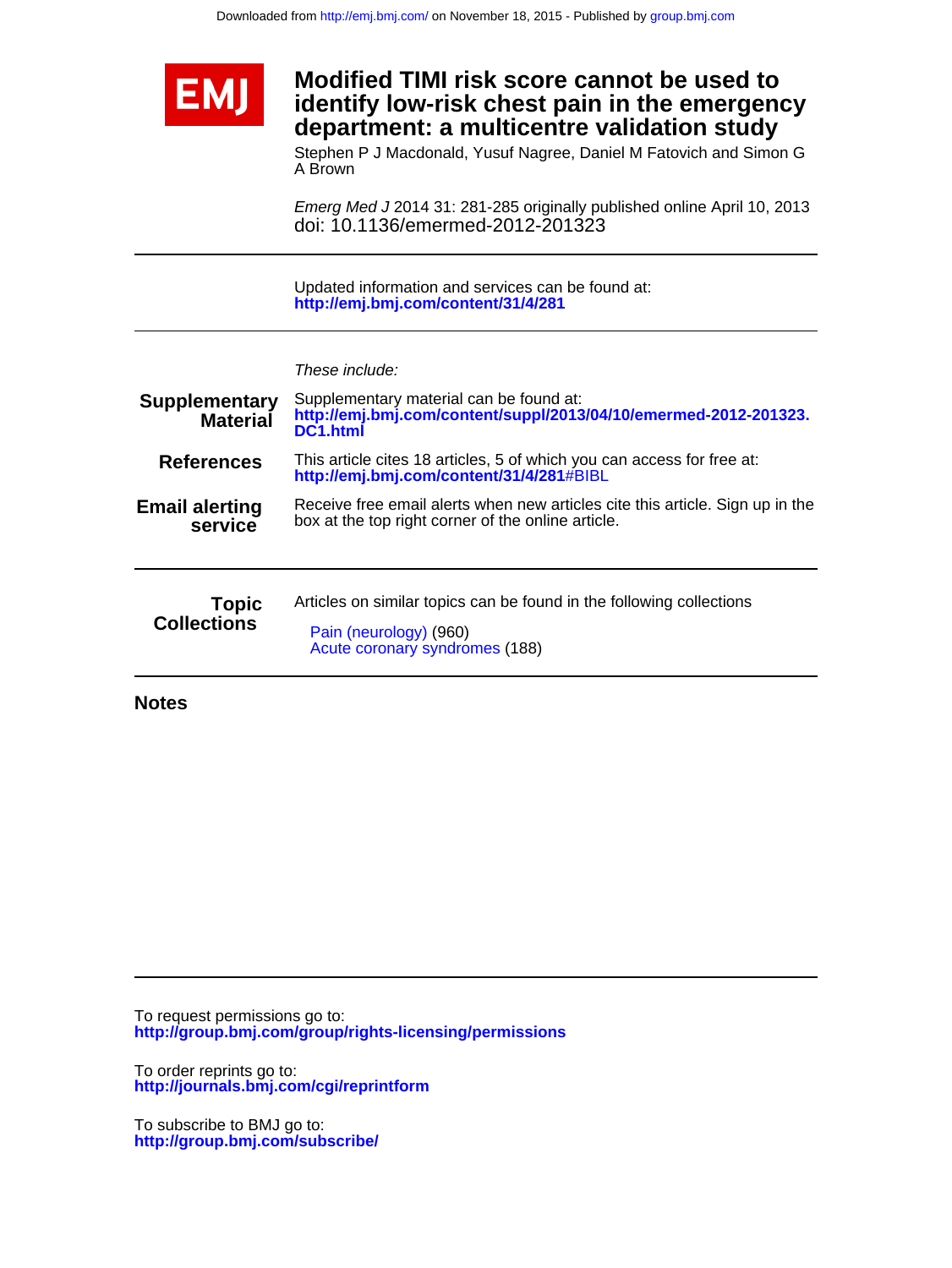Downloaded from http://emj.bmj.com/ on November 18, 2015 - Published by group.bmj.com

EMJ

# Modified TIMI risk score cannot be used to identify low-risk chest pain in the emergency department: a multicentre validation study

Stephen P J Macdonald, Yusuf Nagree, Daniel M Fatovich and Simon G A Brown

*Emerg Med J* 2014 31: 281-285 originally published online April 10, 2013
doi: 10.1136/emermed-2012-201323

Updated information and services can be found at:
**http://emj.bmj.com/content/31/4/281**

*These include:*

**Supplementary Material**
Supplementary material can be found at:
**http://emj.bmj.com/content/suppl/2013/04/10/emermed-2012-201323.DC1.html**

**References**
This article cites 18 articles, 5 of which you can access for free at:
**http://emj.bmj.com/content/31/4/281**#BIBL

**Email alerting service**
Receive free email alerts when new articles cite this article. Sign up in the box at the top right corner of the online article.

**Topic Collections**
Articles on similar topics can be found in the following collections

Pain (neurology) (960)
Acute coronary syndromes (188)

## Notes

To request permissions go to:
**http://group.bmj.com/group/rights-licensing/permissions**

To order reprints go to:
**http://journals.bmj.com/cgi/reprintform**

To subscribe to BMJ go to:
**http://group.bmj.com/subscribe/**